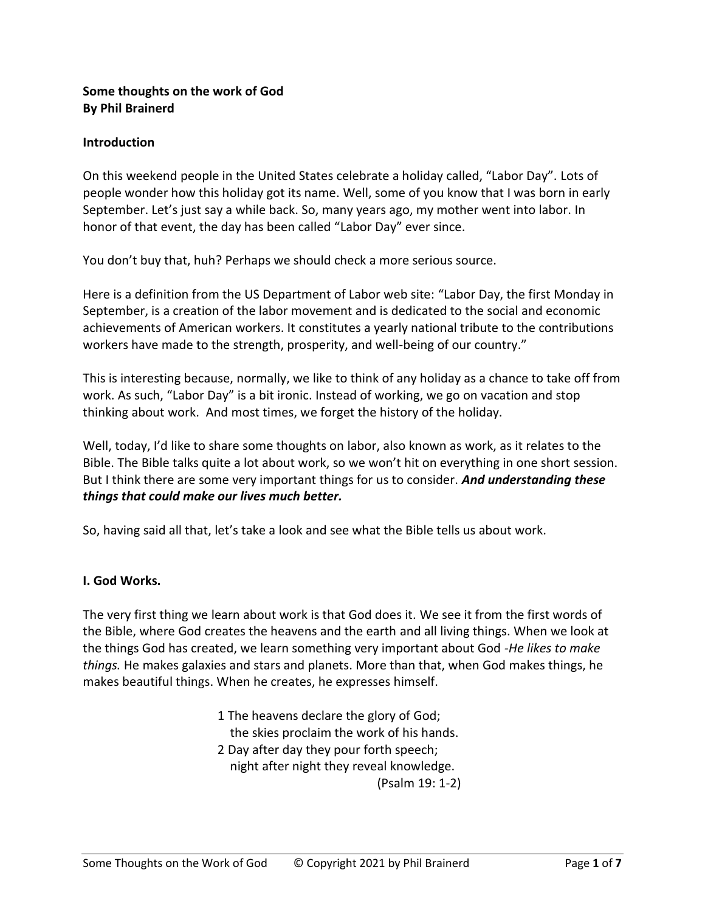**Some thoughts on the work of God**
**By Phil Brainerd**

**Introduction**

On this weekend people in the United States celebrate a holiday called, "Labor Day". Lots of people wonder how this holiday got its name. Well, some of you know that I was born in early September. Let's just say a while back. So, many years ago, my mother went into labor. In honor of that event, the day has been called "Labor Day" ever since.

You don't buy that, huh? Perhaps we should check a more serious source.

Here is a definition from the US Department of Labor web site: "Labor Day, the first Monday in September, is a creation of the labor movement and is dedicated to the social and economic achievements of American workers. It constitutes a yearly national tribute to the contributions workers have made to the strength, prosperity, and well-being of our country."

This is interesting because, normally, we like to think of any holiday as a chance to take off from work. As such, "Labor Day" is a bit ironic. Instead of working, we go on vacation and stop thinking about work. And most times, we forget the history of the holiday.

Well, today, I'd like to share some thoughts on labor, also known as work, as it relates to the Bible. The Bible talks quite a lot about work, so we won't hit on everything in one short session. But I think there are some very important things for us to consider. ***And understanding these things that could make our lives much better.***

So, having said all that, let's take a look and see what the Bible tells us about work.

**I. God Works.**

The very first thing we learn about work is that God does it. We see it from the first words of the Bible, where God creates the heavens and the earth and all living things. When we look at the things God has created, we learn something very important about God -*He likes to make things.* He makes galaxies and stars and planets. More than that, when God makes things, he makes beautiful things. When he creates, he expresses himself.

> 1 The heavens declare the glory of God;
> the skies proclaim the work of his hands.
> 2 Day after day they pour forth speech;
> night after night they reveal knowledge.
> (Psalm 19: 1-2)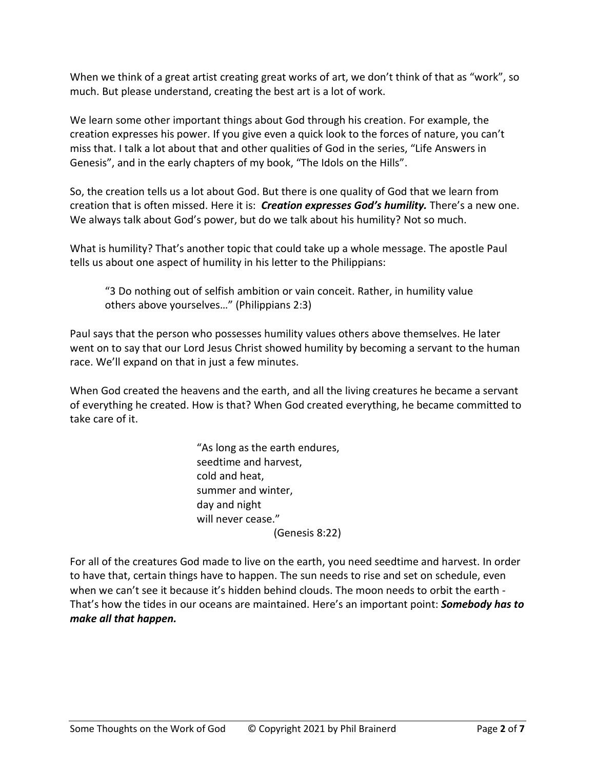When we think of a great artist creating great works of art, we don't think of that as "work", so much. But please understand, creating the best art is a lot of work.

We learn some other important things about God through his creation. For example, the creation expresses his power. If you give even a quick look to the forces of nature, you can't miss that. I talk a lot about that and other qualities of God in the series, "Life Answers in Genesis", and in the early chapters of my book, "The Idols on the Hills".

So, the creation tells us a lot about God. But there is one quality of God that we learn from creation that is often missed. Here it is: ***Creation expresses God's humility.*** There's a new one. We always talk about God's power, but do we talk about his humility? Not so much.

What is humility? That's another topic that could take up a whole message. The apostle Paul tells us about one aspect of humility in his letter to the Philippians:

> "3 Do nothing out of selfish ambition or vain conceit. Rather, in humility value others above yourselves…" (Philippians 2:3)

Paul says that the person who possesses humility values others above themselves. He later went on to say that our Lord Jesus Christ showed humility by becoming a servant to the human race. We'll expand on that in just a few minutes.

When God created the heavens and the earth, and all the living creatures he became a servant of everything he created. How is that? When God created everything, he became committed to take care of it.

> "As long as the earth endures,
> seedtime and harvest,
> cold and heat,
> summer and winter,
> day and night
> will never cease."
> (Genesis 8:22)

For all of the creatures God made to live on the earth, you need seedtime and harvest. In order to have that, certain things have to happen. The sun needs to rise and set on schedule, even when we can't see it because it's hidden behind clouds. The moon needs to orbit the earth - That's how the tides in our oceans are maintained. Here's an important point: ***Somebody has to make all that happen.***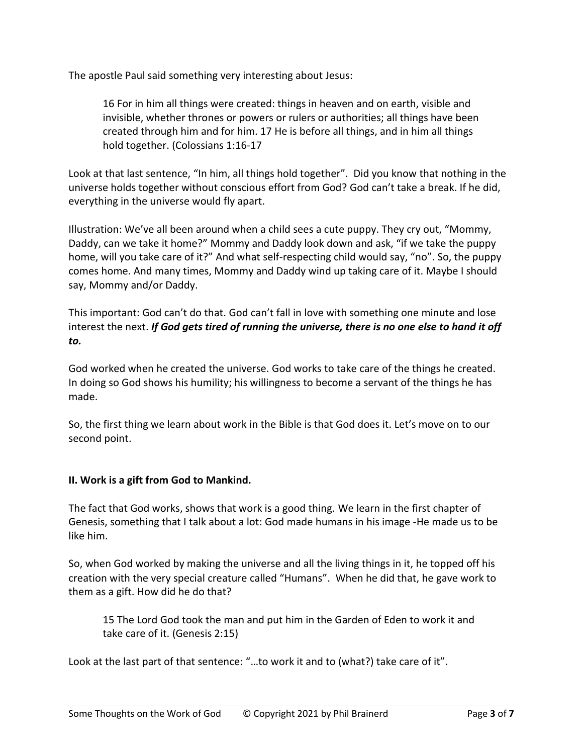The apostle Paul said something very interesting about Jesus:

> 16 For in him all things were created: things in heaven and on earth, visible and invisible, whether thrones or powers or rulers or authorities; all things have been created through him and for him. 17 He is before all things, and in him all things hold together. (Colossians 1:16-17

Look at that last sentence, "In him, all things hold together". Did you know that nothing in the universe holds together without conscious effort from God? God can't take a break. If he did, everything in the universe would fly apart.

Illustration: We've all been around when a child sees a cute puppy. They cry out, "Mommy, Daddy, can we take it home?" Mommy and Daddy look down and ask, "if we take the puppy home, will you take care of it?" And what self-respecting child would say, "no". So, the puppy comes home. And many times, Mommy and Daddy wind up taking care of it. Maybe I should say, Mommy and/or Daddy.

This important: God can't do that. God can't fall in love with something one minute and lose interest the next. ***If God gets tired of running the universe, there is no one else to hand it off to.***

God worked when he created the universe. God works to take care of the things he created. In doing so God shows his humility; his willingness to become a servant of the things he has made.

So, the first thing we learn about work in the Bible is that God does it. Let's move on to our second point.

## II. Work is a gift from God to Mankind.

The fact that God works, shows that work is a good thing. We learn in the first chapter of Genesis, something that I talk about a lot: God made humans in his image -He made us to be like him.

So, when God worked by making the universe and all the living things in it, he topped off his creation with the very special creature called "Humans". When he did that, he gave work to them as a gift. How did he do that?

> 15 The Lord God took the man and put him in the Garden of Eden to work it and take care of it. (Genesis 2:15)

Look at the last part of that sentence: "…to work it and to (what?) take care of it".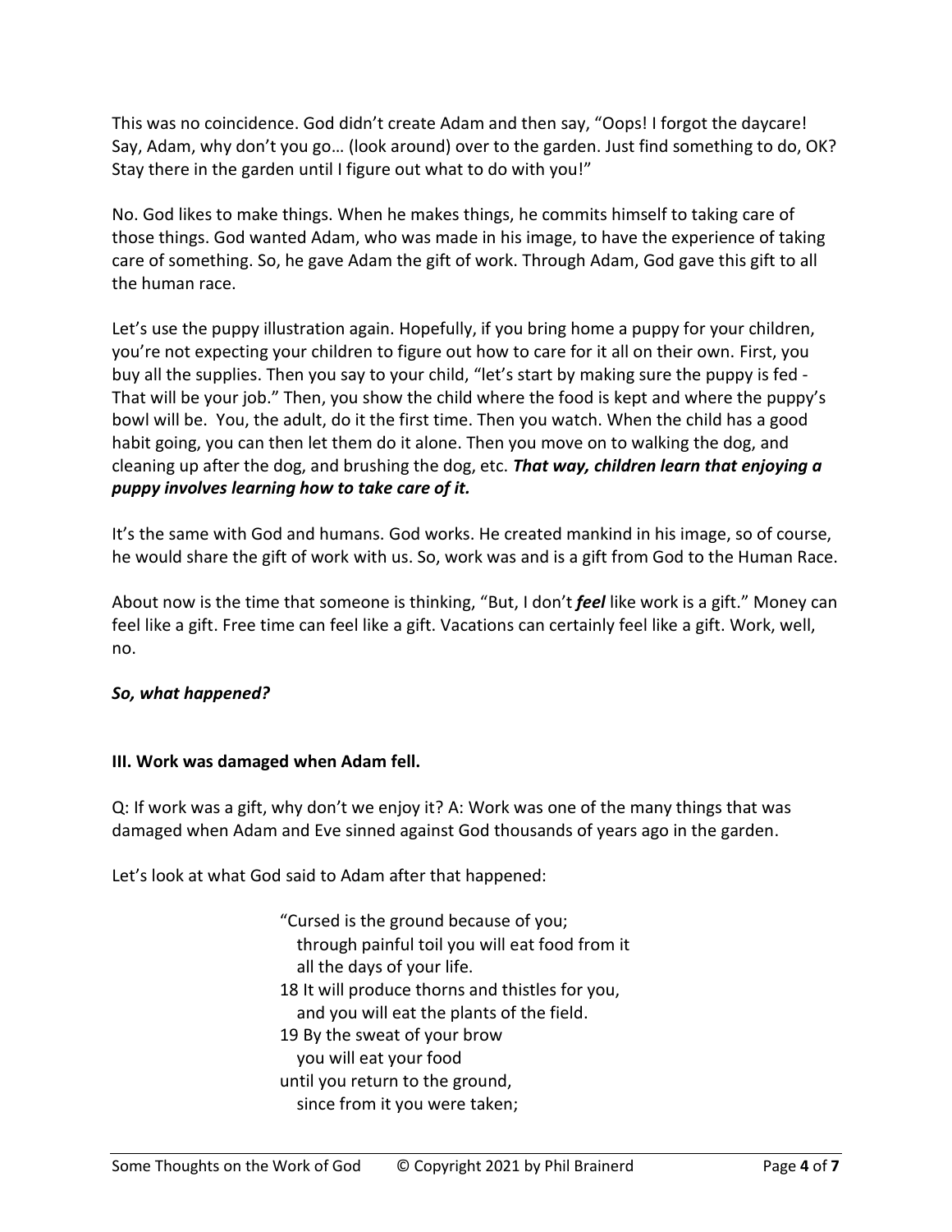This was no coincidence. God didn't create Adam and then say, "Oops! I forgot the daycare! Say, Adam, why don't you go… (look around) over to the garden. Just find something to do, OK? Stay there in the garden until I figure out what to do with you!"

No. God likes to make things. When he makes things, he commits himself to taking care of those things. God wanted Adam, who was made in his image, to have the experience of taking care of something. So, he gave Adam the gift of work. Through Adam, God gave this gift to all the human race.

Let's use the puppy illustration again. Hopefully, if you bring home a puppy for your children, you're not expecting your children to figure out how to care for it all on their own. First, you buy all the supplies. Then you say to your child, "let's start by making sure the puppy is fed - That will be your job." Then, you show the child where the food is kept and where the puppy's bowl will be. You, the adult, do it the first time. Then you watch. When the child has a good habit going, you can then let them do it alone. Then you move on to walking the dog, and cleaning up after the dog, and brushing the dog, etc. ***That way, children learn that enjoying a puppy involves learning how to take care of it.***

It's the same with God and humans. God works. He created mankind in his image, so of course, he would share the gift of work with us. So, work was and is a gift from God to the Human Race.

About now is the time that someone is thinking, "But, I don't ***feel*** like work is a gift." Money can feel like a gift. Free time can feel like a gift. Vacations can certainly feel like a gift. Work, well, no.

***So, what happened?***

**III. Work was damaged when Adam fell.**

Q: If work was a gift, why don't we enjoy it? A: Work was one of the many things that was damaged when Adam and Eve sinned against God thousands of years ago in the garden.

Let's look at what God said to Adam after that happened:

> "Cursed is the ground because of you;
> through painful toil you will eat food from it
> all the days of your life.
> 18 It will produce thorns and thistles for you,
> and you will eat the plants of the field.
> 19 By the sweat of your brow
> you will eat your food
> until you return to the ground,
> since from it you were taken;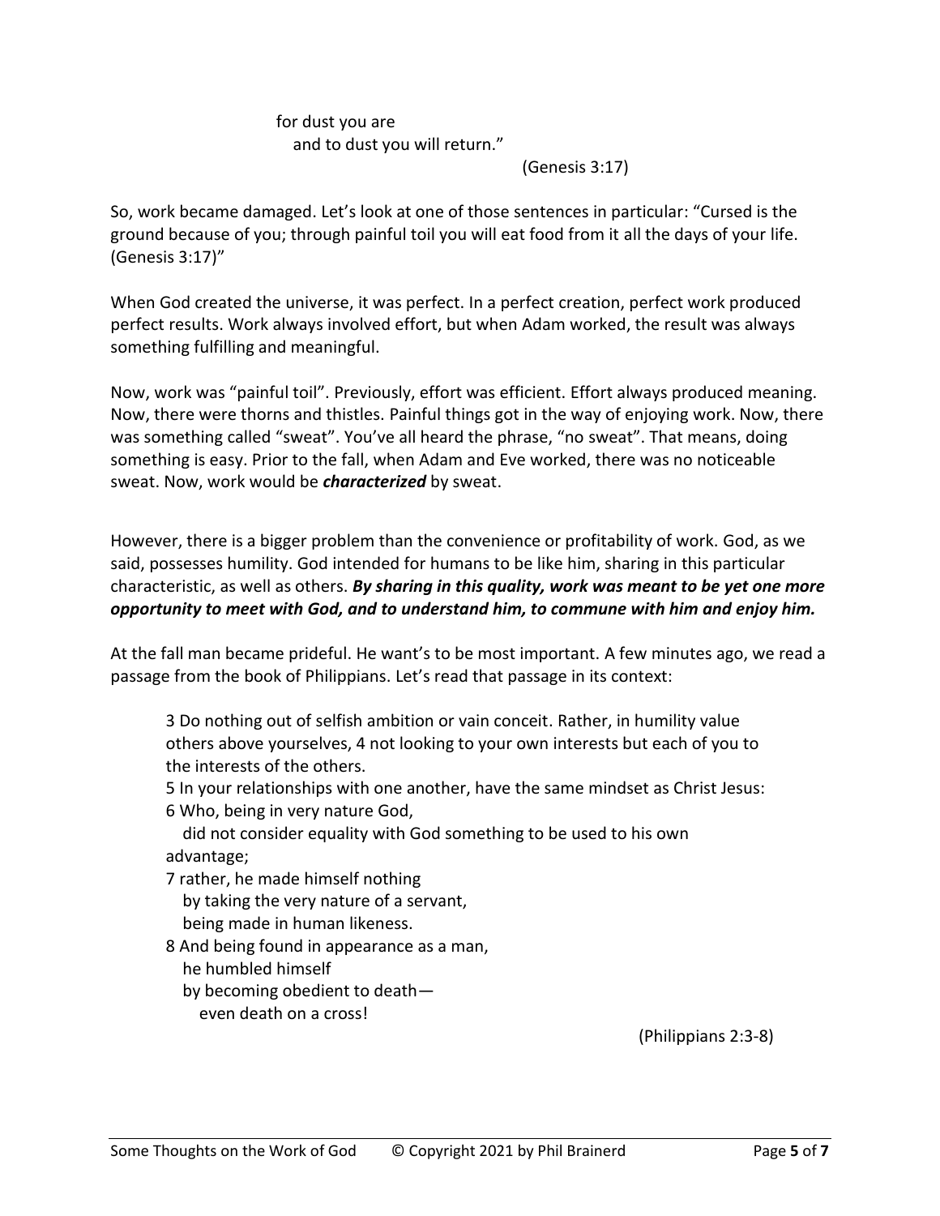for dust you are
  and to dust you will return."

(Genesis 3:17)

So, work became damaged. Let's look at one of those sentences in particular: "Cursed is the ground because of you; through painful toil you will eat food from it all the days of your life. (Genesis 3:17)"

When God created the universe, it was perfect. In a perfect creation, perfect work produced perfect results. Work always involved effort, but when Adam worked, the result was always something fulfilling and meaningful.

Now, work was "painful toil". Previously, effort was efficient. Effort always produced meaning. Now, there were thorns and thistles. Painful things got in the way of enjoying work. Now, there was something called "sweat". You've all heard the phrase, "no sweat". That means, doing something is easy. Prior to the fall, when Adam and Eve worked, there was no noticeable sweat. Now, work would be ***characterized*** by sweat.

However, there is a bigger problem than the convenience or profitability of work. God, as we said, possesses humility. God intended for humans to be like him, sharing in this particular characteristic, as well as others. ***By sharing in this quality, work was meant to be yet one more opportunity to meet with God, and to understand him, to commune with him and enjoy him.***

At the fall man became prideful. He want's to be most important. A few minutes ago, we read a passage from the book of Philippians. Let's read that passage in its context:

> 3 Do nothing out of selfish ambition or vain conceit. Rather, in humility value others above yourselves, 4 not looking to your own interests but each of you to the interests of the others.
> 5 In your relationships with one another, have the same mindset as Christ Jesus:
> 6 Who, being in very nature God,
>   did not consider equality with God something to be used to his own advantage;
> 7 rather, he made himself nothing
>   by taking the very nature of a servant,
>   being made in human likeness.
> 8 And being found in appearance as a man,
>   he humbled himself
>   by becoming obedient to death—
>     even death on a cross!
>
> (Philippians 2:3-8)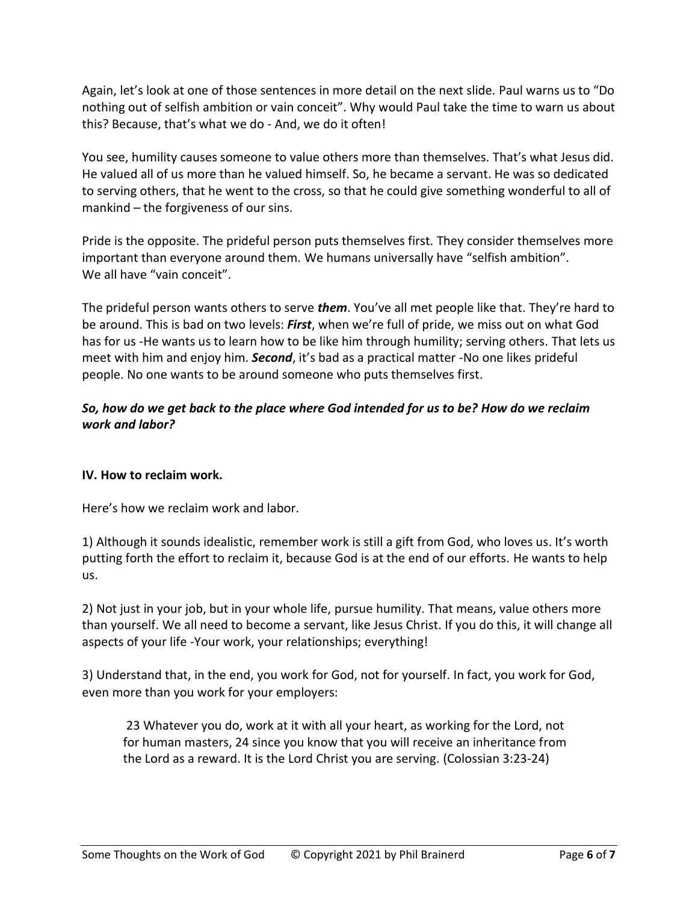Again, let's look at one of those sentences in more detail on the next slide. Paul warns us to "Do nothing out of selfish ambition or vain conceit". Why would Paul take the time to warn us about this? Because, that's what we do - And, we do it often!

You see, humility causes someone to value others more than themselves. That's what Jesus did. He valued all of us more than he valued himself. So, he became a servant. He was so dedicated to serving others, that he went to the cross, so that he could give something wonderful to all of mankind – the forgiveness of our sins.

Pride is the opposite. The prideful person puts themselves first. They consider themselves more important than everyone around them. We humans universally have "selfish ambition". We all have "vain conceit".

The prideful person wants others to serve ***them***. You've all met people like that. They're hard to be around. This is bad on two levels: ***First***, when we're full of pride, we miss out on what God has for us -He wants us to learn how to be like him through humility; serving others. That lets us meet with him and enjoy him. ***Second***, it's bad as a practical matter -No one likes prideful people. No one wants to be around someone who puts themselves first.

***So, how do we get back to the place where God intended for us to be? How do we reclaim work and labor?***

**IV. How to reclaim work.**

Here's how we reclaim work and labor.

1) Although it sounds idealistic, remember work is still a gift from God, who loves us. It's worth putting forth the effort to reclaim it, because God is at the end of our efforts. He wants to help us.

2) Not just in your job, but in your whole life, pursue humility. That means, value others more than yourself. We all need to become a servant, like Jesus Christ. If you do this, it will change all aspects of your life -Your work, your relationships; everything!

3) Understand that, in the end, you work for God, not for yourself. In fact, you work for God, even more than you work for your employers:

> 23 Whatever you do, work at it with all your heart, as working for the Lord, not for human masters, 24 since you know that you will receive an inheritance from the Lord as a reward. It is the Lord Christ you are serving. (Colossian 3:23-24)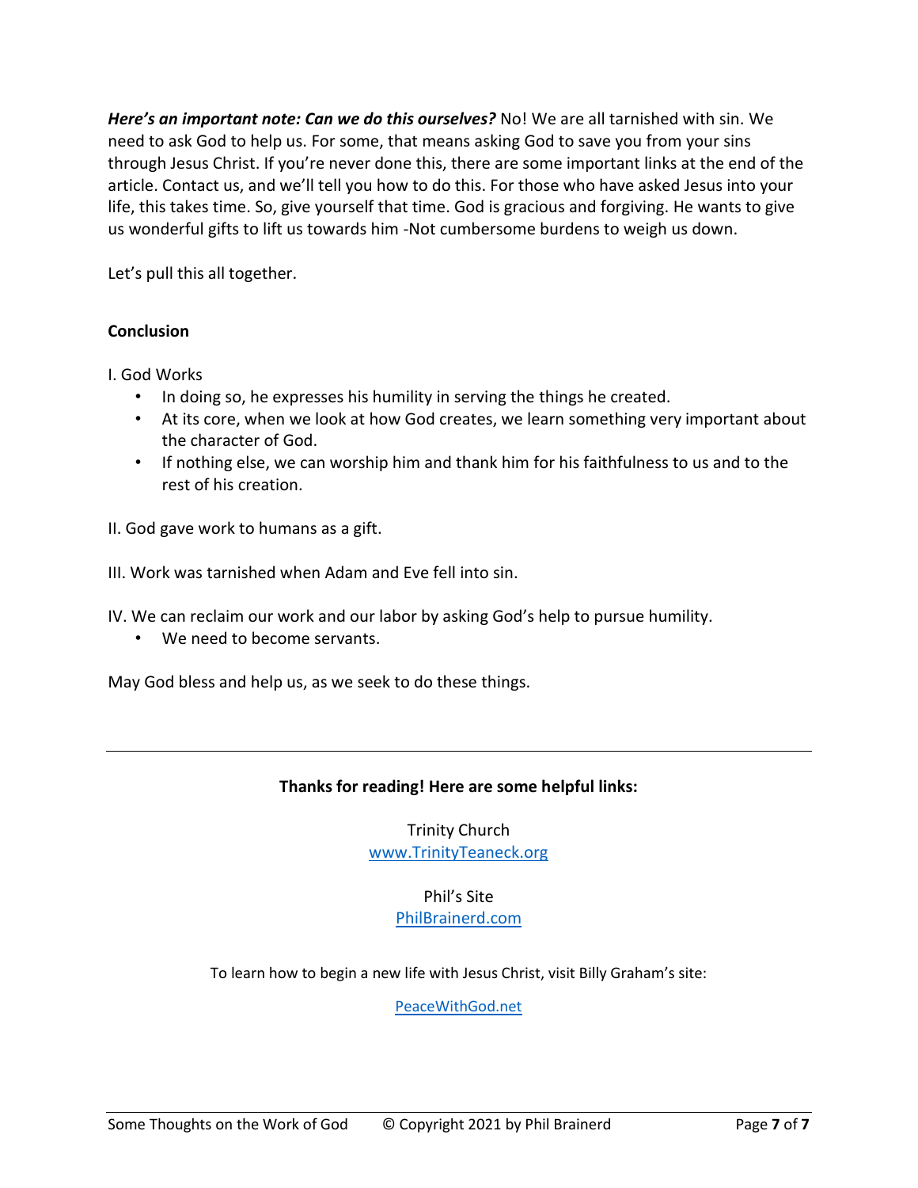***Here's an important note: Can we do this ourselves?*** No! We are all tarnished with sin. We need to ask God to help us. For some, that means asking God to save you from your sins through Jesus Christ. If you're never done this, there are some important links at the end of the article. Contact us, and we'll tell you how to do this. For those who have asked Jesus into your life, this takes time. So, give yourself that time. God is gracious and forgiving. He wants to give us wonderful gifts to lift us towards him -Not cumbersome burdens to weigh us down.

Let's pull this all together.

**Conclusion**

I. God Works

- In doing so, he expresses his humility in serving the things he created.
- At its core, when we look at how God creates, we learn something very important about the character of God.
- If nothing else, we can worship him and thank him for his faithfulness to us and to the rest of his creation.

II. God gave work to humans as a gift.

III. Work was tarnished when Adam and Eve fell into sin.

IV. We can reclaim our work and our labor by asking God's help to pursue humility.

- We need to become servants.

May God bless and help us, as we seek to do these things.

---

**Thanks for reading! Here are some helpful links:**

Trinity Church
www.TrinityTeaneck.org

Phil's Site
PhilBrainerd.com

To learn how to begin a new life with Jesus Christ, visit Billy Graham's site:

PeaceWithGod.net